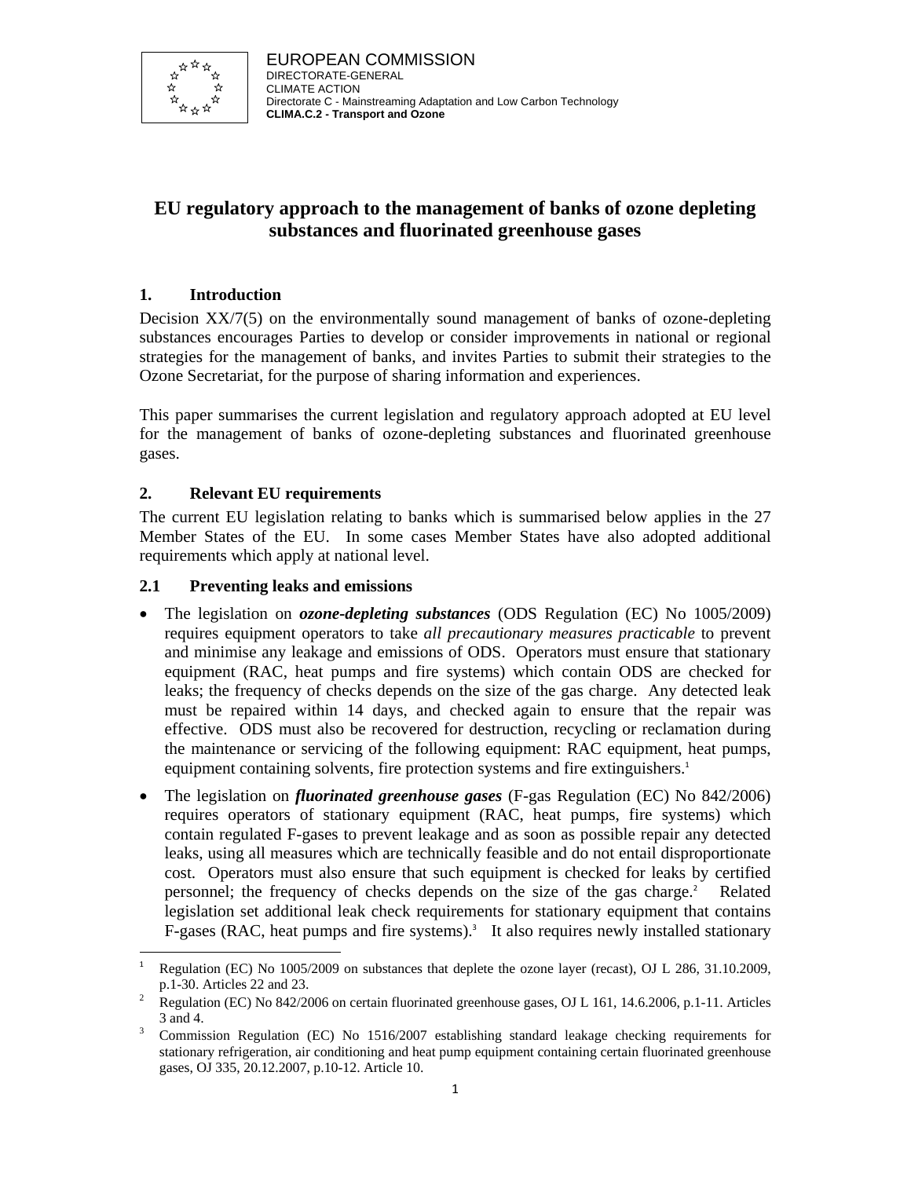EUROPEAN COMMISSION
DIRECTORATE-GENERAL
CLIMATE ACTION
Directorate C - Mainstreaming Adaptation and Low Carbon Technology
**CLIMA.C.2 - Transport and Ozone**

# EU regulatory approach to the management of banks of ozone depleting substances and fluorinated greenhouse gases

## 1. Introduction

Decision XX/7(5) on the environmentally sound management of banks of ozone-depleting substances encourages Parties to develop or consider improvements in national or regional strategies for the management of banks, and invites Parties to submit their strategies to the Ozone Secretariat, for the purpose of sharing information and experiences.

This paper summarises the current legislation and regulatory approach adopted at EU level for the management of banks of ozone-depleting substances and fluorinated greenhouse gases.

## 2. Relevant EU requirements

The current EU legislation relating to banks which is summarised below applies in the 27 Member States of the EU. In some cases Member States have also adopted additional requirements which apply at national level.

### 2.1 Preventing leaks and emissions

- The legislation on ***ozone-depleting substances*** (ODS Regulation (EC) No 1005/2009) requires equipment operators to take *all precautionary measures practicable* to prevent and minimise any leakage and emissions of ODS. Operators must ensure that stationary equipment (RAC, heat pumps and fire systems) which contain ODS are checked for leaks; the frequency of checks depends on the size of the gas charge. Any detected leak must be repaired within 14 days, and checked again to ensure that the repair was effective. ODS must also be recovered for destruction, recycling or reclamation during the maintenance or servicing of the following equipment: RAC equipment, heat pumps, equipment containing solvents, fire protection systems and fire extinguishers.[1]
- The legislation on ***fluorinated greenhouse gases*** (F-gas Regulation (EC) No 842/2006) requires operators of stationary equipment (RAC, heat pumps, fire systems) which contain regulated F-gases to prevent leakage and as soon as possible repair any detected leaks, using all measures which are technically feasible and do not entail disproportionate cost. Operators must also ensure that such equipment is checked for leaks by certified personnel; the frequency of checks depends on the size of the gas charge.[2] Related legislation set additional leak check requirements for stationary equipment that contains F-gases (RAC, heat pumps and fire systems).[3] It also requires newly installed stationary

---

[1] Regulation (EC) No 1005/2009 on substances that deplete the ozone layer (recast), OJ L 286, 31.10.2009, p.1-30. Articles 22 and 23.

[2] Regulation (EC) No 842/2006 on certain fluorinated greenhouse gases, OJ L 161, 14.6.2006, p.1-11. Articles 3 and 4.

[3] Commission Regulation (EC) No 1516/2007 establishing standard leakage checking requirements for stationary refrigeration, air conditioning and heat pump equipment containing certain fluorinated greenhouse gases, OJ 335, 20.12.2007, p.10-12. Article 10.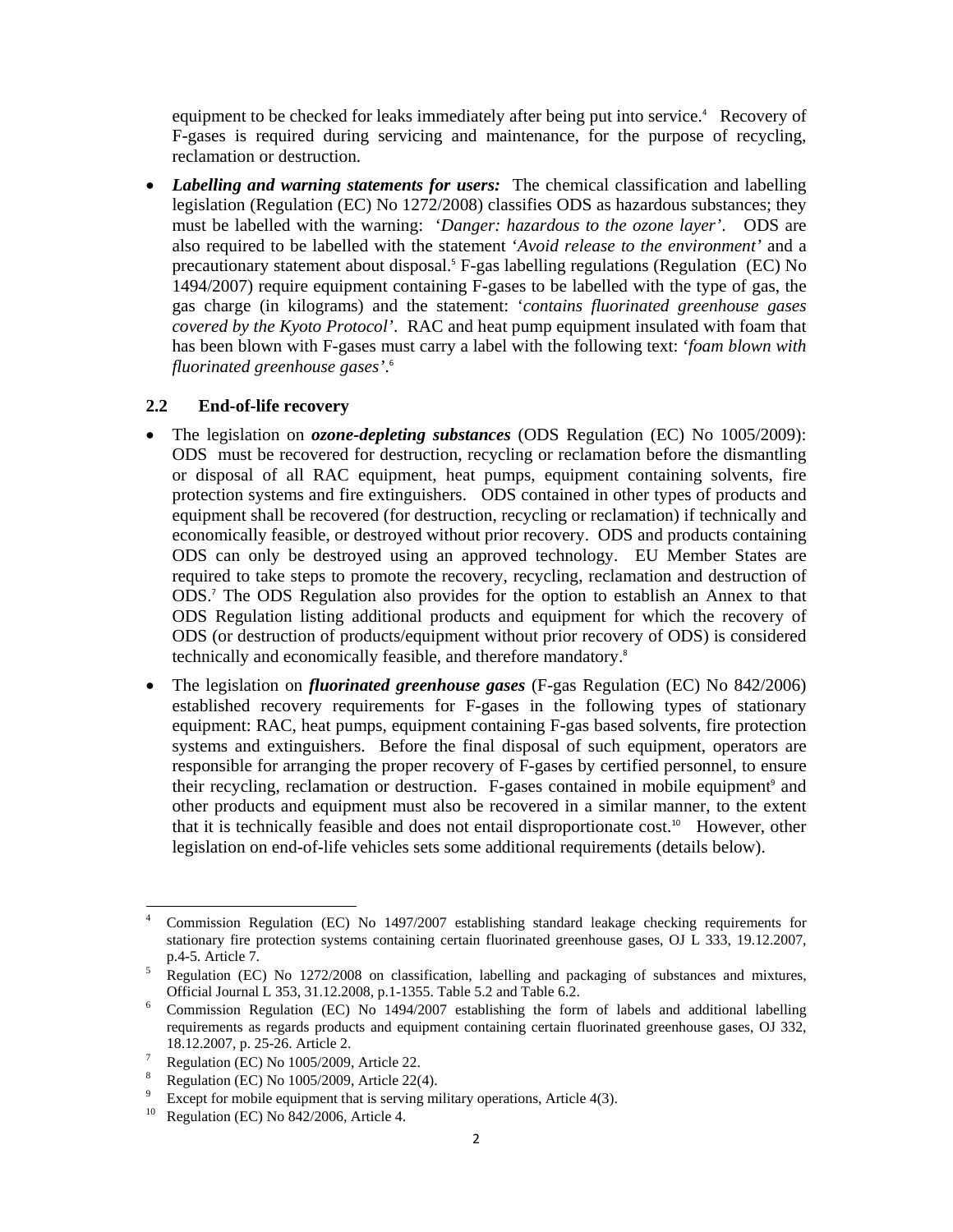equipment to be checked for leaks immediately after being put into service.[4] Recovery of F-gases is required during servicing and maintenance, for the purpose of recycling, reclamation or destruction.

- ***Labelling and warning statements for users:*** The chemical classification and labelling legislation (Regulation (EC) No 1272/2008) classifies ODS as hazardous substances; they must be labelled with the warning: '*Danger: hazardous to the ozone layer'*. ODS are also required to be labelled with the statement '*Avoid release to the environment'* and a precautionary statement about disposal.[5] F-gas labelling regulations (Regulation (EC) No 1494/2007) require equipment containing F-gases to be labelled with the type of gas, the gas charge (in kilograms) and the statement: '*contains fluorinated greenhouse gases covered by the Kyoto Protocol'*. RAC and heat pump equipment insulated with foam that has been blown with F-gases must carry a label with the following text: '*foam blown with fluorinated greenhouse gases'*.[6]

### 2.2 End-of-life recovery

- The legislation on ***ozone-depleting substances*** (ODS Regulation (EC) No 1005/2009): ODS must be recovered for destruction, recycling or reclamation before the dismantling or disposal of all RAC equipment, heat pumps, equipment containing solvents, fire protection systems and fire extinguishers. ODS contained in other types of products and equipment shall be recovered (for destruction, recycling or reclamation) if technically and economically feasible, or destroyed without prior recovery. ODS and products containing ODS can only be destroyed using an approved technology. EU Member States are required to take steps to promote the recovery, recycling, reclamation and destruction of ODS.[7] The ODS Regulation also provides for the option to establish an Annex to that ODS Regulation listing additional products and equipment for which the recovery of ODS (or destruction of products/equipment without prior recovery of ODS) is considered technically and economically feasible, and therefore mandatory.[8]

- The legislation on ***fluorinated greenhouse gases*** (F-gas Regulation (EC) No 842/2006) established recovery requirements for F-gases in the following types of stationary equipment: RAC, heat pumps, equipment containing F-gas based solvents, fire protection systems and extinguishers. Before the final disposal of such equipment, operators are responsible for arranging the proper recovery of F-gases by certified personnel, to ensure their recycling, reclamation or destruction. F-gases contained in mobile equipment[9] and other products and equipment must also be recovered in a similar manner, to the extent that it is technically feasible and does not entail disproportionate cost.[10] However, other legislation on end-of-life vehicles sets some additional requirements (details below).

---

[4] Commission Regulation (EC) No 1497/2007 establishing standard leakage checking requirements for stationary fire protection systems containing certain fluorinated greenhouse gases, OJ L 333, 19.12.2007, p.4-5. Article 7.

[5] Regulation (EC) No 1272/2008 on classification, labelling and packaging of substances and mixtures, Official Journal L 353, 31.12.2008, p.1-1355. Table 5.2 and Table 6.2.

[6] Commission Regulation (EC) No 1494/2007 establishing the form of labels and additional labelling requirements as regards products and equipment containing certain fluorinated greenhouse gases, OJ 332, 18.12.2007, p. 25-26. Article 2.

[7] Regulation (EC) No 1005/2009, Article 22.

[8] Regulation (EC) No 1005/2009, Article 22(4).

[9] Except for mobile equipment that is serving military operations, Article 4(3).

[10] Regulation (EC) No 842/2006, Article 4.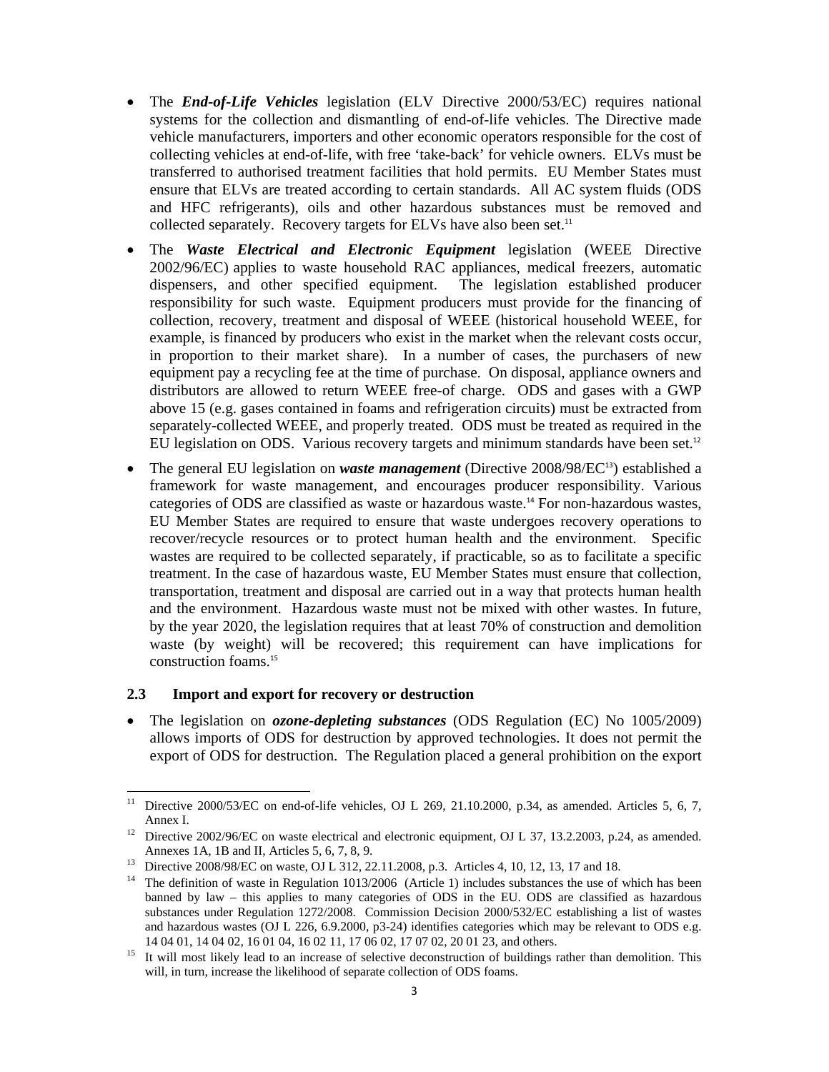- The ***End-of-Life Vehicles*** legislation (ELV Directive 2000/53/EC) requires national systems for the collection and dismantling of end-of-life vehicles. The Directive made vehicle manufacturers, importers and other economic operators responsible for the cost of collecting vehicles at end-of-life, with free 'take-back' for vehicle owners. ELVs must be transferred to authorised treatment facilities that hold permits. EU Member States must ensure that ELVs are treated according to certain standards. All AC system fluids (ODS and HFC refrigerants), oils and other hazardous substances must be removed and collected separately. Recovery targets for ELVs have also been set.[11]

- The ***Waste Electrical and Electronic Equipment*** legislation (WEEE Directive 2002/96/EC) applies to waste household RAC appliances, medical freezers, automatic dispensers, and other specified equipment. The legislation established producer responsibility for such waste. Equipment producers must provide for the financing of collection, recovery, treatment and disposal of WEEE (historical household WEEE, for example, is financed by producers who exist in the market when the relevant costs occur, in proportion to their market share). In a number of cases, the purchasers of new equipment pay a recycling fee at the time of purchase. On disposal, appliance owners and distributors are allowed to return WEEE free-of charge. ODS and gases with a GWP above 15 (e.g. gases contained in foams and refrigeration circuits) must be extracted from separately-collected WEEE, and properly treated. ODS must be treated as required in the EU legislation on ODS. Various recovery targets and minimum standards have been set.[12]

- The general EU legislation on ***waste management*** (Directive 2008/98/EC[13]) established a framework for waste management, and encourages producer responsibility. Various categories of ODS are classified as waste or hazardous waste.[14] For non-hazardous wastes, EU Member States are required to ensure that waste undergoes recovery operations to recover/recycle resources or to protect human health and the environment. Specific wastes are required to be collected separately, if practicable, so as to facilitate a specific treatment. In the case of hazardous waste, EU Member States must ensure that collection, transportation, treatment and disposal are carried out in a way that protects human health and the environment. Hazardous waste must not be mixed with other wastes. In future, by the year 2020, the legislation requires that at least 70% of construction and demolition waste (by weight) will be recovered; this requirement can have implications for construction foams.[15]

### 2.3 Import and export for recovery or destruction

- The legislation on ***ozone-depleting substances*** (ODS Regulation (EC) No 1005/2009) allows imports of ODS for destruction by approved technologies. It does not permit the export of ODS for destruction. The Regulation placed a general prohibition on the export

---

[11] Directive 2000/53/EC on end-of-life vehicles, OJ L 269, 21.10.2000, p.34, as amended. Articles 5, 6, 7, Annex I.

[12] Directive 2002/96/EC on waste electrical and electronic equipment, OJ L 37, 13.2.2003, p.24, as amended. Annexes 1A, 1B and II, Articles 5, 6, 7, 8, 9.

[13] Directive 2008/98/EC on waste, OJ L 312, 22.11.2008, p.3. Articles 4, 10, 12, 13, 17 and 18.

[14] The definition of waste in Regulation 1013/2006 (Article 1) includes substances the use of which has been banned by law – this applies to many categories of ODS in the EU. ODS are classified as hazardous substances under Regulation 1272/2008. Commission Decision 2000/532/EC establishing a list of wastes and hazardous wastes (OJ L 226, 6.9.2000, p3-24) identifies categories which may be relevant to ODS e.g. 14 04 01, 14 04 02, 16 01 04, 16 02 11, 17 06 02, 17 07 02, 20 01 23, and others.

[15] It will most likely lead to an increase of selective deconstruction of buildings rather than demolition. This will, in turn, increase the likelihood of separate collection of ODS foams.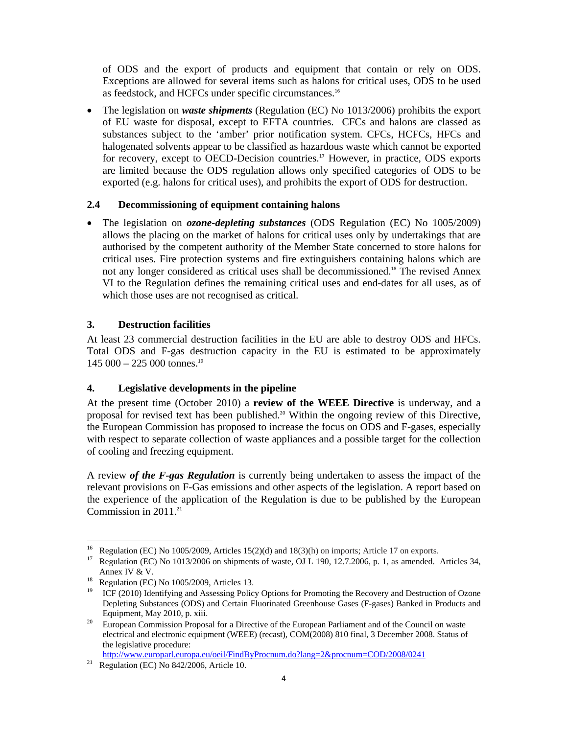of ODS and the export of products and equipment that contain or rely on ODS. Exceptions are allowed for several items such as halons for critical uses, ODS to be used as feedstock, and HCFCs under specific circumstances.[16]

- The legislation on ***waste shipments*** (Regulation (EC) No 1013/2006) prohibits the export of EU waste for disposal, except to EFTA countries. CFCs and halons are classed as substances subject to the 'amber' prior notification system. CFCs, HCFCs, HFCs and halogenated solvents appear to be classified as hazardous waste which cannot be exported for recovery, except to OECD-Decision countries.[17] However, in practice, ODS exports are limited because the ODS regulation allows only specified categories of ODS to be exported (e.g. halons for critical uses), and prohibits the export of ODS for destruction.

### 2.4 Decommissioning of equipment containing halons

- The legislation on ***ozone-depleting substances*** (ODS Regulation (EC) No 1005/2009) allows the placing on the market of halons for critical uses only by undertakings that are authorised by the competent authority of the Member State concerned to store halons for critical uses. Fire protection systems and fire extinguishers containing halons which are not any longer considered as critical uses shall be decommissioned.[18] The revised Annex VI to the Regulation defines the remaining critical uses and end-dates for all uses, as of which those uses are not recognised as critical.

## 3. Destruction facilities

At least 23 commercial destruction facilities in the EU are able to destroy ODS and HFCs. Total ODS and F-gas destruction capacity in the EU is estimated to be approximately 145 000 – 225 000 tonnes.[19]

## 4. Legislative developments in the pipeline

At the present time (October 2010) a **review of the WEEE Directive** is underway, and a proposal for revised text has been published.[20] Within the ongoing review of this Directive, the European Commission has proposed to increase the focus on ODS and F-gases, especially with respect to separate collection of waste appliances and a possible target for the collection of cooling and freezing equipment.

A review ***of the F-gas Regulation*** is currently being undertaken to assess the impact of the relevant provisions on F-Gas emissions and other aspects of the legislation. A report based on the experience of the application of the Regulation is due to be published by the European Commission in 2011.[21]

---

[16] Regulation (EC) No 1005/2009, Articles 15(2)(d) and 18(3)(h) on imports; Article 17 on exports.

[17] Regulation (EC) No 1013/2006 on shipments of waste, OJ L 190, 12.7.2006, p. 1, as amended. Articles 34, Annex IV & V.

[18] Regulation (EC) No 1005/2009, Articles 13.

[19] ICF (2010) Identifying and Assessing Policy Options for Promoting the Recovery and Destruction of Ozone Depleting Substances (ODS) and Certain Fluorinated Greenhouse Gases (F-gases) Banked in Products and Equipment, May 2010, p. xiii.

[20] European Commission Proposal for a Directive of the European Parliament and of the Council on waste electrical and electronic equipment (WEEE) (recast), COM(2008) 810 final, 3 December 2008. Status of the legislative procedure: http://www.europarl.europa.eu/oeil/FindByProcnum.do?lang=2&procnum=COD/2008/0241

[21] Regulation (EC) No 842/2006, Article 10.